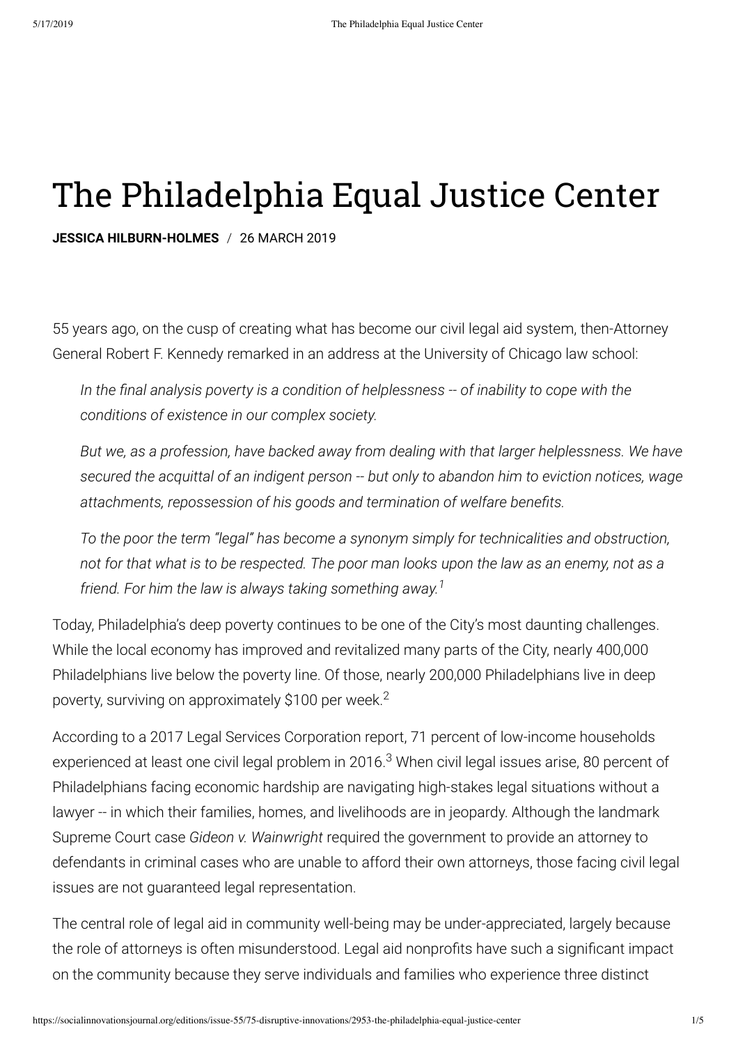# The Philadelphia Equal Justice Center

**JESSICA HILBURN-HOLMES** / 26 MARCH 2019

55 years ago, on the cusp of creating what has become our civil legal aid system, then-Attorney General Robert F. Kennedy remarked in an address at the University of Chicago law school:

> *In the final analysis poverty is a condition of helplessness -- of inability to cope with the conditions of existence in our complex society.*
>
> *But we, as a profession, have backed away from dealing with that larger helplessness. We have secured the acquittal of an indigent person -- but only to abandon him to eviction notices, wage attachments, repossession of his goods and termination of welfare benefits.*
>
> *To the poor the term "legal" has become a synonym simply for technicalities and obstruction, not for that what is to be respected. The poor man looks upon the law as an enemy, not as a friend. For him the law is always taking something away.*[1]

Today, Philadelphia's deep poverty continues to be one of the City's most daunting challenges. While the local economy has improved and revitalized many parts of the City, nearly 400,000 Philadelphians live below the poverty line. Of those, nearly 200,000 Philadelphians live in deep poverty, surviving on approximately $100 per week.[2]

According to a 2017 Legal Services Corporation report, 71 percent of low-income households experienced at least one civil legal problem in 2016.[3] When civil legal issues arise, 80 percent of Philadelphians facing economic hardship are navigating high-stakes legal situations without a lawyer -- in which their families, homes, and livelihoods are in jeopardy. Although the landmark Supreme Court case *Gideon v. Wainwright* required the government to provide an attorney to defendants in criminal cases who are unable to afford their own attorneys, those facing civil legal issues are not guaranteed legal representation.

The central role of legal aid in community well-being may be under-appreciated, largely because the role of attorneys is often misunderstood. Legal aid nonprofits have such a significant impact on the community because they serve individuals and families who experience three distinct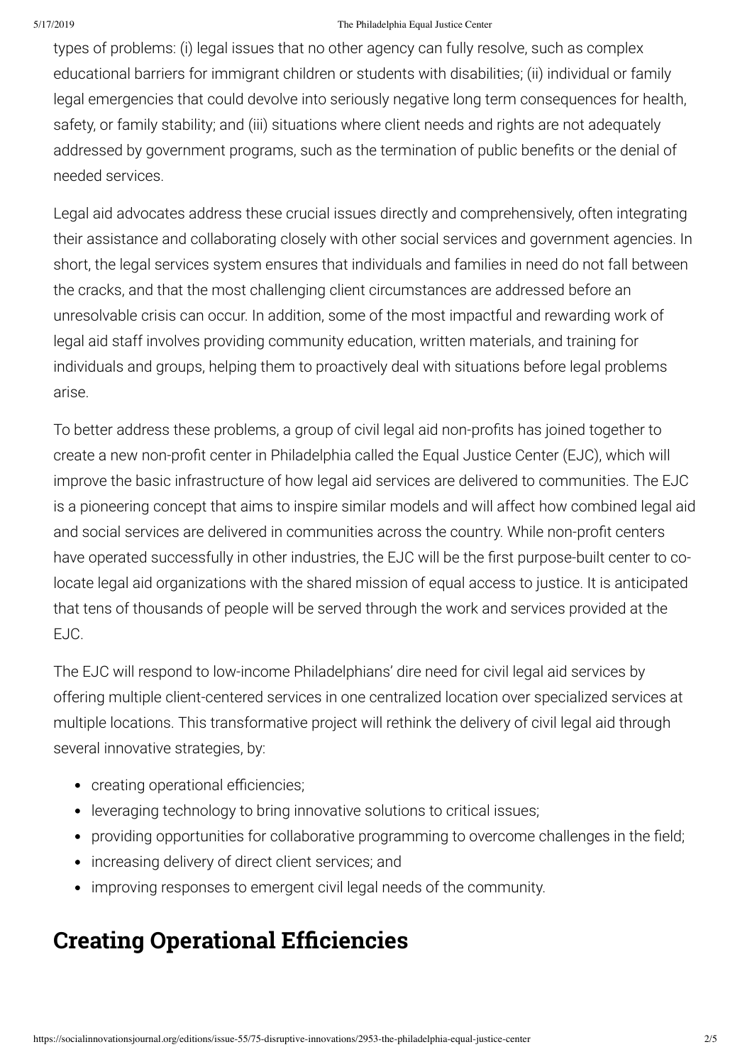types of problems: (i) legal issues that no other agency can fully resolve, such as complex educational barriers for immigrant children or students with disabilities; (ii) individual or family legal emergencies that could devolve into seriously negative long term consequences for health, safety, or family stability; and (iii) situations where client needs and rights are not adequately addressed by government programs, such as the termination of public benefits or the denial of needed services.

Legal aid advocates address these crucial issues directly and comprehensively, often integrating their assistance and collaborating closely with other social services and government agencies. In short, the legal services system ensures that individuals and families in need do not fall between the cracks, and that the most challenging client circumstances are addressed before an unresolvable crisis can occur. In addition, some of the most impactful and rewarding work of legal aid staff involves providing community education, written materials, and training for individuals and groups, helping them to proactively deal with situations before legal problems arise.

To better address these problems, a group of civil legal aid non-profits has joined together to create a new non-profit center in Philadelphia called the Equal Justice Center (EJC), which will improve the basic infrastructure of how legal aid services are delivered to communities. The EJC is a pioneering concept that aims to inspire similar models and will affect how combined legal aid and social services are delivered in communities across the country. While non-profit centers have operated successfully in other industries, the EJC will be the first purpose-built center to co-locate legal aid organizations with the shared mission of equal access to justice. It is anticipated that tens of thousands of people will be served through the work and services provided at the EJC.

The EJC will respond to low-income Philadelphians' dire need for civil legal aid services by offering multiple client-centered services in one centralized location over specialized services at multiple locations. This transformative project will rethink the delivery of civil legal aid through several innovative strategies, by:

- creating operational efficiencies;
- leveraging technology to bring innovative solutions to critical issues;
- providing opportunities for collaborative programming to overcome challenges in the field;
- increasing delivery of direct client services; and
- improving responses to emergent civil legal needs of the community.

## Creating Operational Efficiencies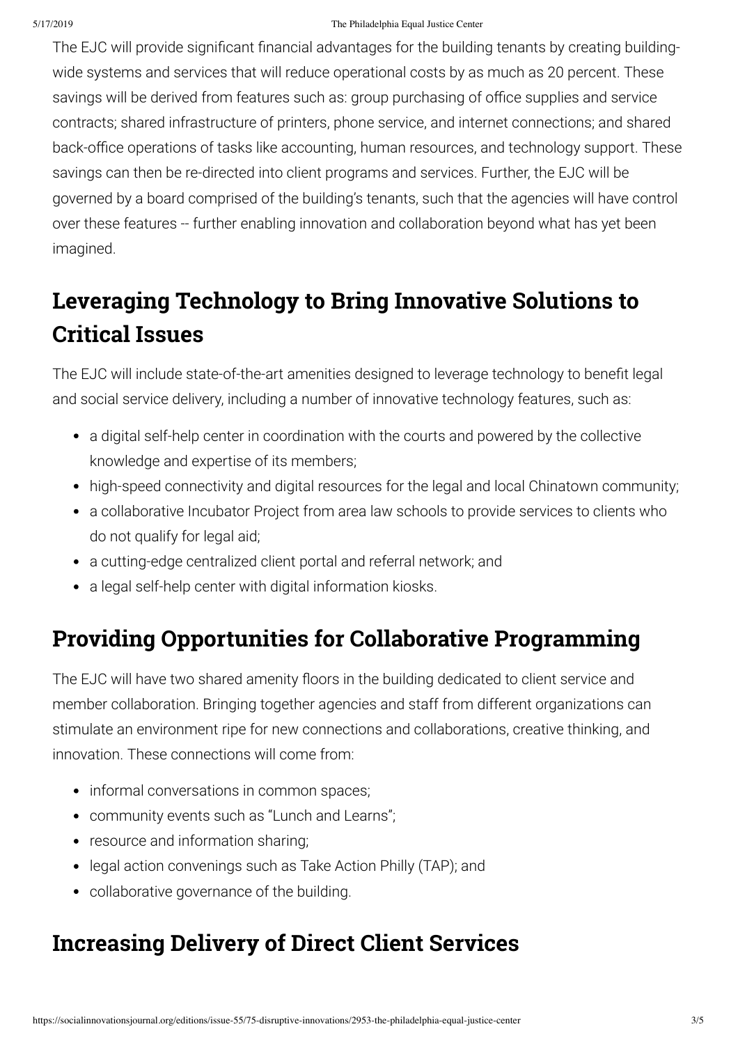The EJC will provide significant financial advantages for the building tenants by creating building-wide systems and services that will reduce operational costs by as much as 20 percent. These savings will be derived from features such as: group purchasing of office supplies and service contracts; shared infrastructure of printers, phone service, and internet connections; and shared back-office operations of tasks like accounting, human resources, and technology support. These savings can then be re-directed into client programs and services. Further, the EJC will be governed by a board comprised of the building's tenants, such that the agencies will have control over these features -- further enabling innovation and collaboration beyond what has yet been imagined.

## Leveraging Technology to Bring Innovative Solutions to Critical Issues

The EJC will include state-of-the-art amenities designed to leverage technology to benefit legal and social service delivery, including a number of innovative technology features, such as:

- a digital self-help center in coordination with the courts and powered by the collective knowledge and expertise of its members;
- high-speed connectivity and digital resources for the legal and local Chinatown community;
- a collaborative Incubator Project from area law schools to provide services to clients who do not qualify for legal aid;
- a cutting-edge centralized client portal and referral network; and
- a legal self-help center with digital information kiosks.

## Providing Opportunities for Collaborative Programming

The EJC will have two shared amenity floors in the building dedicated to client service and member collaboration. Bringing together agencies and staff from different organizations can stimulate an environment ripe for new connections and collaborations, creative thinking, and innovation. These connections will come from:

- informal conversations in common spaces;
- community events such as "Lunch and Learns";
- resource and information sharing;
- legal action convenings such as Take Action Philly (TAP); and
- collaborative governance of the building.

## Increasing Delivery of Direct Client Services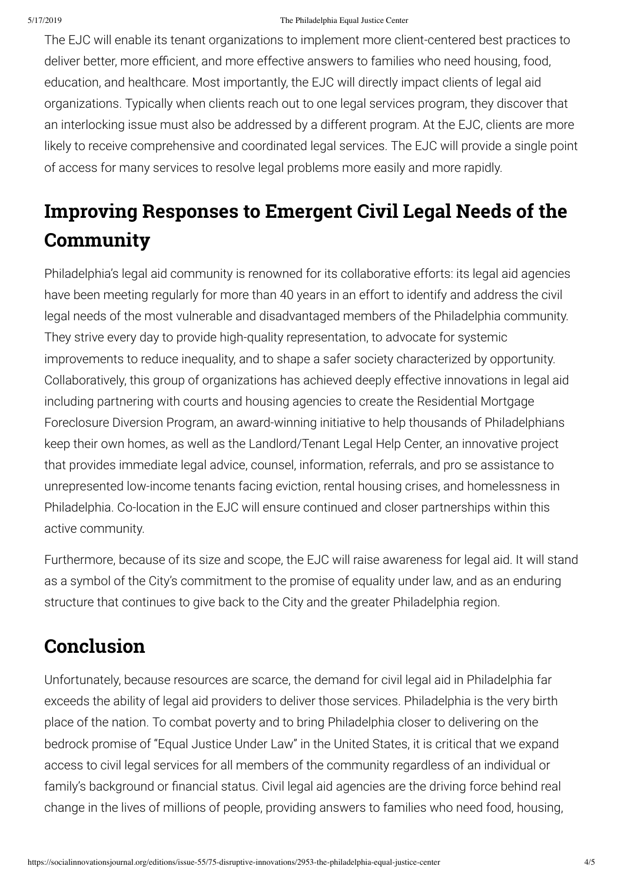The EJC will enable its tenant organizations to implement more client-centered best practices to deliver better, more efficient, and more effective answers to families who need housing, food, education, and healthcare. Most importantly, the EJC will directly impact clients of legal aid organizations. Typically when clients reach out to one legal services program, they discover that an interlocking issue must also be addressed by a different program. At the EJC, clients are more likely to receive comprehensive and coordinated legal services. The EJC will provide a single point of access for many services to resolve legal problems more easily and more rapidly.

## Improving Responses to Emergent Civil Legal Needs of the Community

Philadelphia's legal aid community is renowned for its collaborative efforts: its legal aid agencies have been meeting regularly for more than 40 years in an effort to identify and address the civil legal needs of the most vulnerable and disadvantaged members of the Philadelphia community. They strive every day to provide high-quality representation, to advocate for systemic improvements to reduce inequality, and to shape a safer society characterized by opportunity. Collaboratively, this group of organizations has achieved deeply effective innovations in legal aid including partnering with courts and housing agencies to create the Residential Mortgage Foreclosure Diversion Program, an award-winning initiative to help thousands of Philadelphians keep their own homes, as well as the Landlord/Tenant Legal Help Center, an innovative project that provides immediate legal advice, counsel, information, referrals, and pro se assistance to unrepresented low-income tenants facing eviction, rental housing crises, and homelessness in Philadelphia. Co-location in the EJC will ensure continued and closer partnerships within this active community.

Furthermore, because of its size and scope, the EJC will raise awareness for legal aid. It will stand as a symbol of the City's commitment to the promise of equality under law, and as an enduring structure that continues to give back to the City and the greater Philadelphia region.

## Conclusion

Unfortunately, because resources are scarce, the demand for civil legal aid in Philadelphia far exceeds the ability of legal aid providers to deliver those services. Philadelphia is the very birth place of the nation. To combat poverty and to bring Philadelphia closer to delivering on the bedrock promise of "Equal Justice Under Law" in the United States, it is critical that we expand access to civil legal services for all members of the community regardless of an individual or family's background or financial status. Civil legal aid agencies are the driving force behind real change in the lives of millions of people, providing answers to families who need food, housing,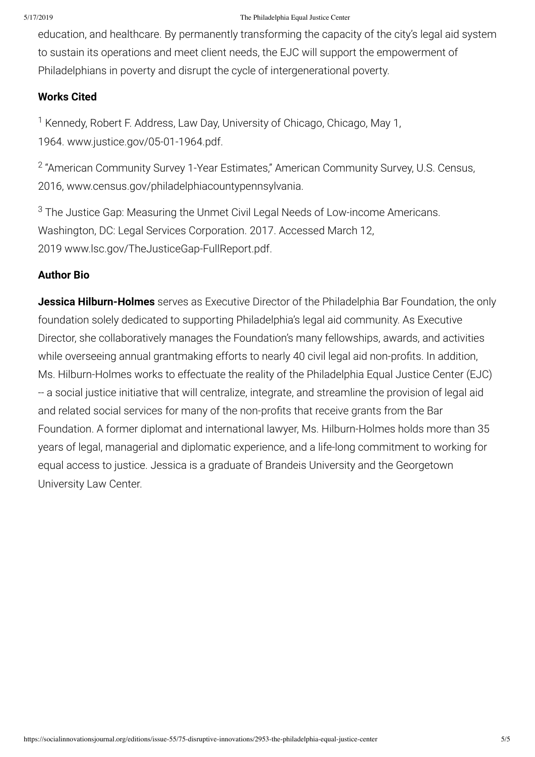education, and healthcare. By permanently transforming the capacity of the city's legal aid system to sustain its operations and meet client needs, the EJC will support the empowerment of Philadelphians in poverty and disrupt the cycle of intergenerational poverty.

**Works Cited**

[1] Kennedy, Robert F. Address, Law Day, University of Chicago, Chicago, May 1, 1964. www.justice.gov/05-01-1964.pdf.

[2] "American Community Survey 1-Year Estimates," American Community Survey, U.S. Census, 2016, www.census.gov/philadelphiacountypennsylvania.

[3] The Justice Gap: Measuring the Unmet Civil Legal Needs of Low-income Americans. Washington, DC: Legal Services Corporation. 2017. Accessed March 12, 2019 www.lsc.gov/TheJusticeGap-FullReport.pdf.

**Author Bio**

**Jessica Hilburn-Holmes** serves as Executive Director of the Philadelphia Bar Foundation, the only foundation solely dedicated to supporting Philadelphia's legal aid community. As Executive Director, she collaboratively manages the Foundation's many fellowships, awards, and activities while overseeing annual grantmaking efforts to nearly 40 civil legal aid non-profits. In addition, Ms. Hilburn-Holmes works to effectuate the reality of the Philadelphia Equal Justice Center (EJC) -- a social justice initiative that will centralize, integrate, and streamline the provision of legal aid and related social services for many of the non-profits that receive grants from the Bar Foundation. A former diplomat and international lawyer, Ms. Hilburn-Holmes holds more than 35 years of legal, managerial and diplomatic experience, and a life-long commitment to working for equal access to justice. Jessica is a graduate of Brandeis University and the Georgetown University Law Center.